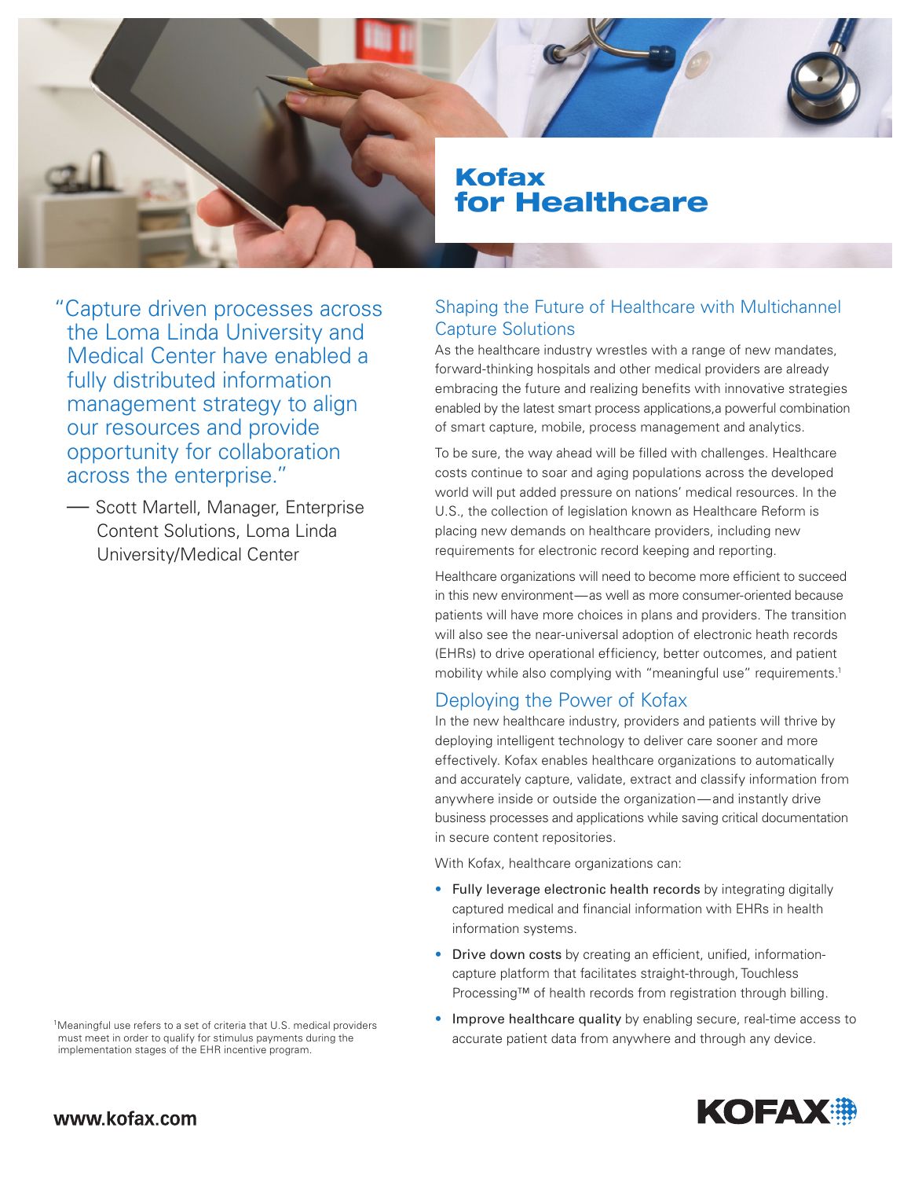# Kofax for Healthcare

> "Capture driven processes across the Loma Linda University and Medical Center have enabled a fully distributed information management strategy to align our resources and provide opportunity for collaboration across the enterprise."
>
> — Scott Martell, Manager, Enterprise Content Solutions, Loma Linda University/Medical Center

## Shaping the Future of Healthcare with Multichannel Capture Solutions

As the healthcare industry wrestles with a range of new mandates, forward-thinking hospitals and other medical providers are already embracing the future and realizing benefits with innovative strategies enabled by the latest smart process applications,a powerful combination of smart capture, mobile, process management and analytics.

To be sure, the way ahead will be filled with challenges. Healthcare costs continue to soar and aging populations across the developed world will put added pressure on nations' medical resources. In the U.S., the collection of legislation known as Healthcare Reform is placing new demands on healthcare providers, including new requirements for electronic record keeping and reporting.

Healthcare organizations will need to become more efficient to succeed in this new environment—as well as more consumer-oriented because patients will have more choices in plans and providers. The transition will also see the near-universal adoption of electronic heath records (EHRs) to drive operational efficiency, better outcomes, and patient mobility while also complying with "meaningful use" requirements.[1]

## Deploying the Power of Kofax

In the new healthcare industry, providers and patients will thrive by deploying intelligent technology to deliver care sooner and more effectively. Kofax enables healthcare organizations to automatically and accurately capture, validate, extract and classify information from anywhere inside or outside the organization—and instantly drive business processes and applications while saving critical documentation in secure content repositories.

With Kofax, healthcare organizations can:

- Fully leverage electronic health records by integrating digitally captured medical and financial information with EHRs in health information systems.
- Drive down costs by creating an efficient, unified, information-capture platform that facilitates straight-through, Touchless Processing™ of health records from registration through billing.
- Improve healthcare quality by enabling secure, real-time access to accurate patient data from anywhere and through any device.

[1] Meaningful use refers to a set of criteria that U.S. medical providers must meet in order to qualify for stimulus payments during the implementation stages of the EHR incentive program.

www.kofax.com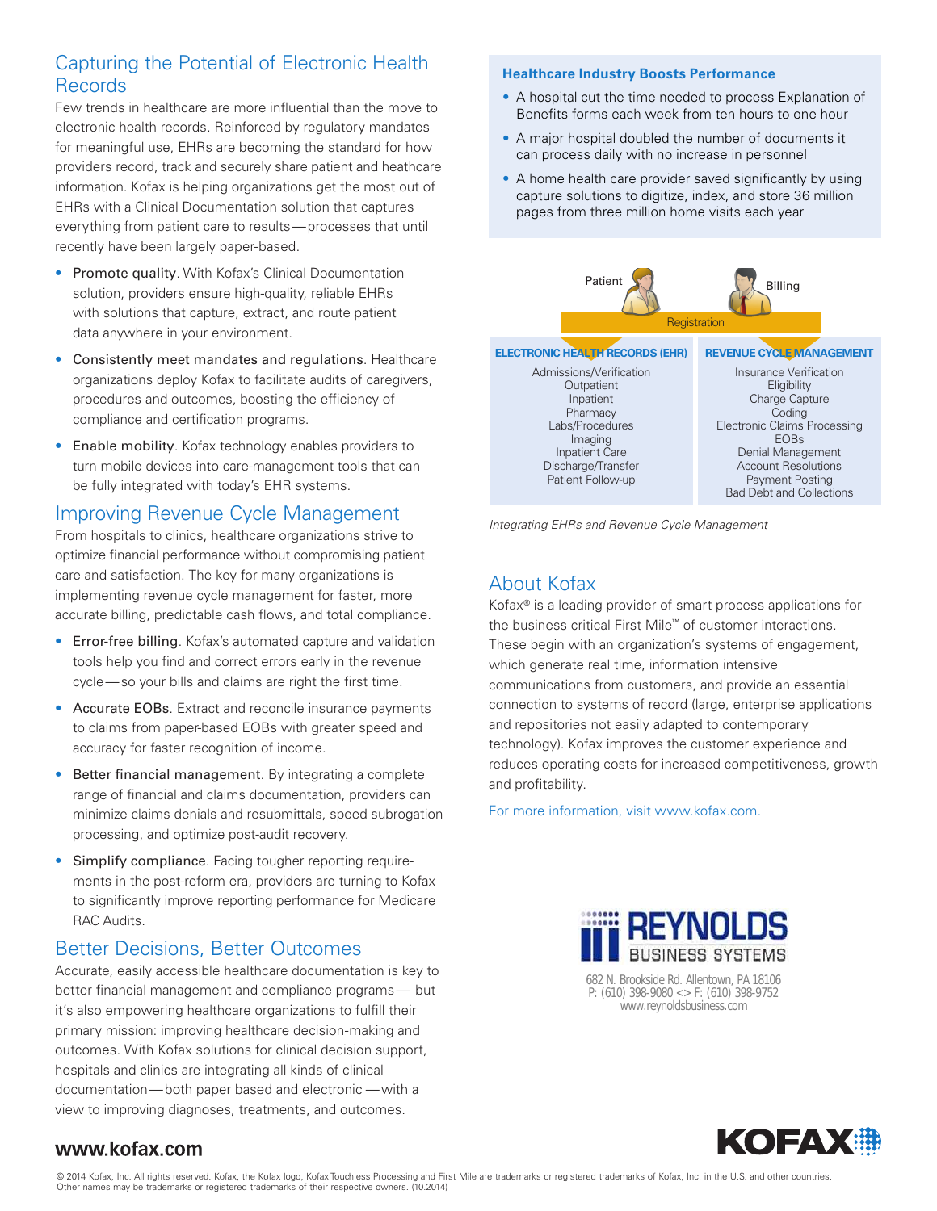## Capturing the Potential of Electronic Health Records

Few trends in healthcare are more influential than the move to electronic health records. Reinforced by regulatory mandates for meaningful use, EHRs are becoming the standard for how providers record, track and securely share patient and heathcare information. Kofax is helping organizations get the most out of EHRs with a Clinical Documentation solution that captures everything from patient care to results—processes that until recently have been largely paper-based.

- Promote quality. With Kofax's Clinical Documentation solution, providers ensure high-quality, reliable EHRs with solutions that capture, extract, and route patient data anywhere in your environment.
- Consistently meet mandates and regulations. Healthcare organizations deploy Kofax to facilitate audits of caregivers, procedures and outcomes, boosting the efficiency of compliance and certification programs.
- Enable mobility. Kofax technology enables providers to turn mobile devices into care-management tools that can be fully integrated with today's EHR systems.

## Improving Revenue Cycle Management

From hospitals to clinics, healthcare organizations strive to optimize financial performance without compromising patient care and satisfaction. The key for many organizations is implementing revenue cycle management for faster, more accurate billing, predictable cash flows, and total compliance.

- Error-free billing. Kofax's automated capture and validation tools help you find and correct errors early in the revenue cycle—so your bills and claims are right the first time.
- Accurate EOBs. Extract and reconcile insurance payments to claims from paper-based EOBs with greater speed and accuracy for faster recognition of income.
- Better financial management. By integrating a complete range of financial and claims documentation, providers can minimize claims denials and resubmittals, speed subrogation processing, and optimize post-audit recovery.
- Simplify compliance. Facing tougher reporting requirements in the post-reform era, providers are turning to Kofax to significantly improve reporting performance for Medicare RAC Audits.

## Better Decisions, Better Outcomes

Accurate, easily accessible healthcare documentation is key to better financial management and compliance programs— but it's also empowering healthcare organizations to fulfill their primary mission: improving healthcare decision-making and outcomes. With Kofax solutions for clinical decision support, hospitals and clinics are integrating all kinds of clinical documentation—both paper based and electronic —with a view to improving diagnoses, treatments, and outcomes.

**Healthcare Industry Boosts Performance**

- A hospital cut the time needed to process Explanation of Benefits forms each week from ten hours to one hour
- A major hospital doubled the number of documents it can process daily with no increase in personnel
- A home health care provider saved significantly by using capture solutions to digitize, index, and store 36 million pages from three million home visits each year

Patient

Billing

Registration

| ELECTRONIC HEALTH RECORDS (EHR) | REVENUE CYCLE MANAGEMENT |
|---|---|
| Admissions/Verification | Insurance Verification |
| Outpatient | Eligibility |
| Inpatient | Charge Capture |
| Pharmacy | Coding |
| Labs/Procedures | Electronic Claims Processing |
| Imaging | EOBs |
| Inpatient Care | Denial Management |
| Discharge/Transfer | Account Resolutions |
| Patient Follow-up | Payment Posting |
| | Bad Debt and Collections |

*Integrating EHRs and Revenue Cycle Management*

## About Kofax

Kofax® is a leading provider of smart process applications for the business critical First Mile™ of customer interactions. These begin with an organization's systems of engagement, which generate real time, information intensive communications from customers, and provide an essential connection to systems of record (large, enterprise applications and repositories not easily adapted to contemporary technology). Kofax improves the customer experience and reduces operating costs for increased competitiveness, growth and profitability.

For more information, visit www.kofax.com.

REYNOLDS BUSINESS SYSTEMS

682 N. Brookside Rd. Allentown, PA 18106
P: (610) 398-9080 <> F: (610) 398-9752
www.reynoldsbusiness.com

**www.kofax.com**

KOFAX

© 2014 Kofax, Inc. All rights reserved. Kofax, the Kofax logo, Kofax Touchless Processing and First Mile are trademarks or registered trademarks of Kofax, Inc. in the U.S. and other countries. Other names may be trademarks or registered trademarks of their respective owners. (10.2014)